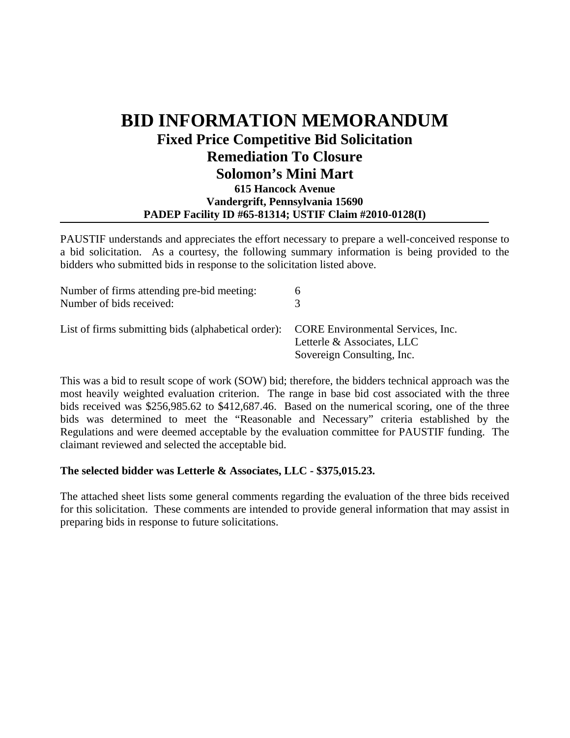# BID INFORMATION MEMORANDUM

## Fixed Price Competitive Bid Solicitation

## Remediation To Closure

## Solomon's Mini Mart

**615 Hancock Avenue**
**Vandergrift, Pennsylvania 15690**
**PADEP Facility ID #65-81314; USTIF Claim #2010-0128(I)**

---

PAUSTIF understands and appreciates the effort necessary to prepare a well-conceived response to a bid solicitation. As a courtesy, the following summary information is being provided to the bidders who submitted bids in response to the solicitation listed above.

| | |
|---|---|
| Number of firms attending pre-bid meeting: | 6 |
| Number of bids received: | 3 |
| List of firms submitting bids (alphabetical order): | CORE Environmental Services, Inc.<br>Letterle & Associates, LLC<br>Sovereign Consulting, Inc. |

This was a bid to result scope of work (SOW) bid; therefore, the bidders technical approach was the most heavily weighted evaluation criterion. The range in base bid cost associated with the three bids received was $256,985.62 to $412,687.46. Based on the numerical scoring, one of the three bids was determined to meet the "Reasonable and Necessary" criteria established by the Regulations and were deemed acceptable by the evaluation committee for PAUSTIF funding. The claimant reviewed and selected the acceptable bid.

**The selected bidder was Letterle & Associates, LLC - $375,015.23.**

The attached sheet lists some general comments regarding the evaluation of the three bids received for this solicitation. These comments are intended to provide general information that may assist in preparing bids in response to future solicitations.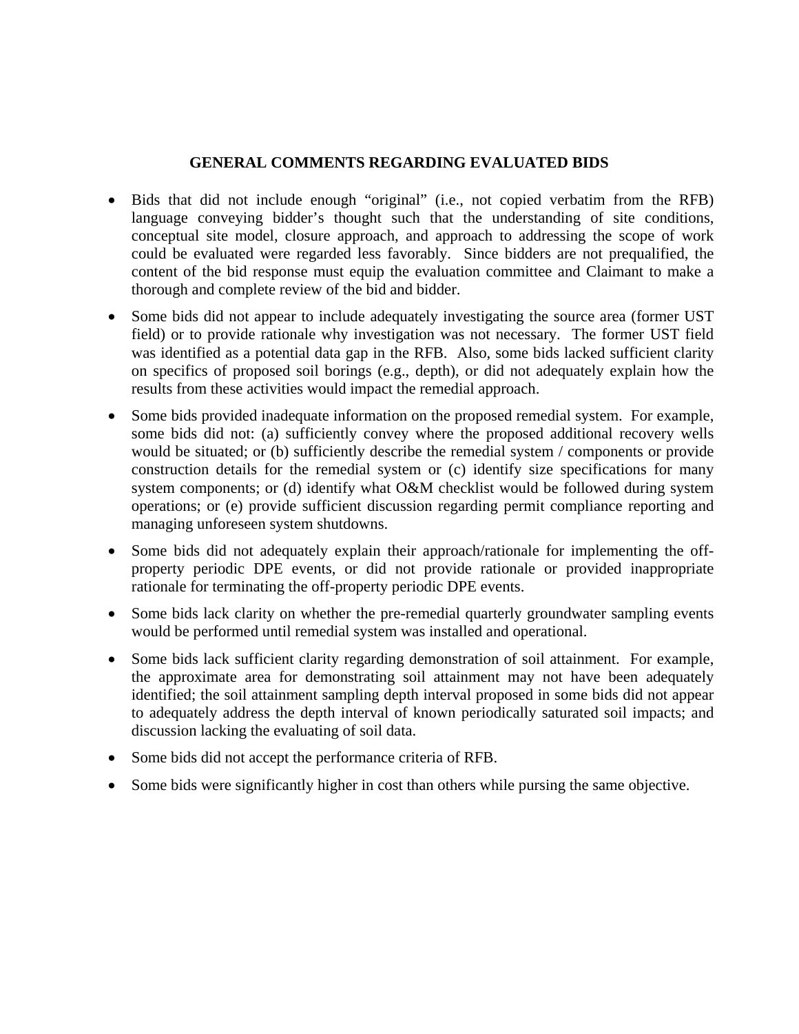## GENERAL COMMENTS REGARDING EVALUATED BIDS

- Bids that did not include enough "original" (i.e., not copied verbatim from the RFB) language conveying bidder's thought such that the understanding of site conditions, conceptual site model, closure approach, and approach to addressing the scope of work could be evaluated were regarded less favorably. Since bidders are not prequalified, the content of the bid response must equip the evaluation committee and Claimant to make a thorough and complete review of the bid and bidder.
- Some bids did not appear to include adequately investigating the source area (former UST field) or to provide rationale why investigation was not necessary. The former UST field was identified as a potential data gap in the RFB. Also, some bids lacked sufficient clarity on specifics of proposed soil borings (e.g., depth), or did not adequately explain how the results from these activities would impact the remedial approach.
- Some bids provided inadequate information on the proposed remedial system. For example, some bids did not: (a) sufficiently convey where the proposed additional recovery wells would be situated; or (b) sufficiently describe the remedial system / components or provide construction details for the remedial system or (c) identify size specifications for many system components; or (d) identify what O&M checklist would be followed during system operations; or (e) provide sufficient discussion regarding permit compliance reporting and managing unforeseen system shutdowns.
- Some bids did not adequately explain their approach/rationale for implementing the off-property periodic DPE events, or did not provide rationale or provided inappropriate rationale for terminating the off-property periodic DPE events.
- Some bids lack clarity on whether the pre-remedial quarterly groundwater sampling events would be performed until remedial system was installed and operational.
- Some bids lack sufficient clarity regarding demonstration of soil attainment. For example, the approximate area for demonstrating soil attainment may not have been adequately identified; the soil attainment sampling depth interval proposed in some bids did not appear to adequately address the depth interval of known periodically saturated soil impacts; and discussion lacking the evaluating of soil data.
- Some bids did not accept the performance criteria of RFB.
- Some bids were significantly higher in cost than others while pursing the same objective.